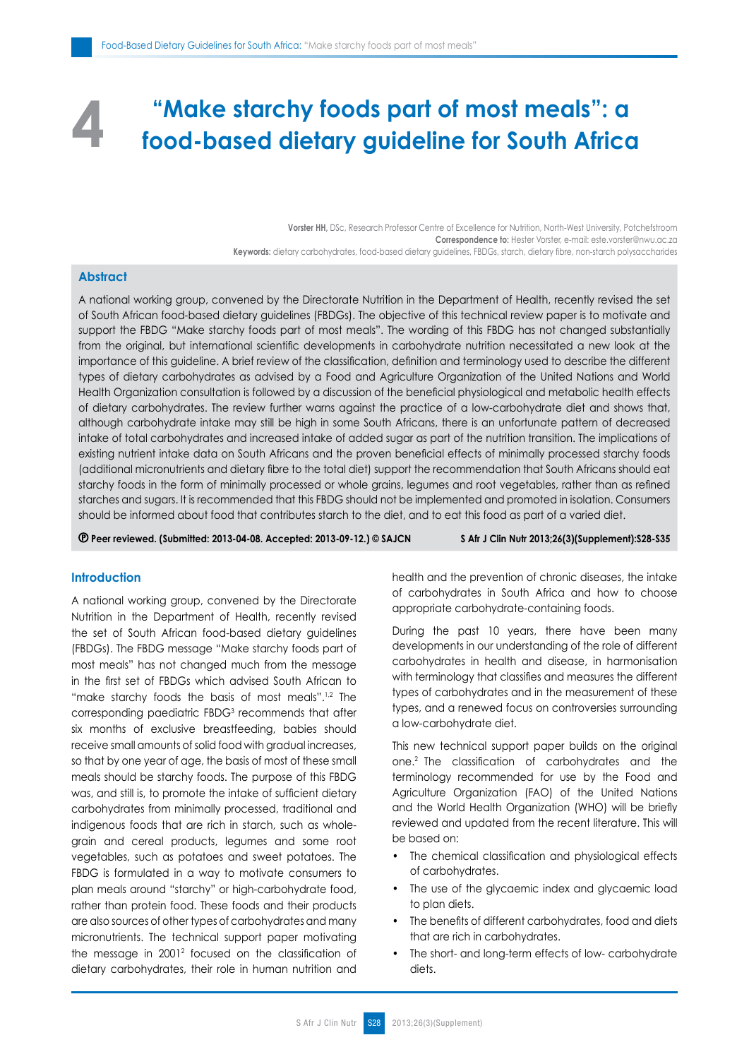# 4 "Make starchy foods part of most meals": a food-based dietary guideline for South Africa

**Vorster HH,** DSc, Research Professor Centre of Excellence for Nutrition, North-West University, Potchefstroom
**Correspondence to:** Hester Vorster, e-mail: este.vorster@nwu.ac.za
**Keywords:** dietary carbohydrates, food-based dietary guidelines, FBDGs, starch, dietary fibre, non-starch polysaccharides

## Abstract

A national working group, convened by the Directorate Nutrition in the Department of Health, recently revised the set of South African food-based dietary guidelines (FBDGs). The objective of this technical review paper is to motivate and support the FBDG "Make starchy foods part of most meals". The wording of this FBDG has not changed substantially from the original, but international scientific developments in carbohydrate nutrition necessitated a new look at the importance of this guideline. A brief review of the classification, definition and terminology used to describe the different types of dietary carbohydrates as advised by a Food and Agriculture Organization of the United Nations and World Health Organization consultation is followed by a discussion of the beneficial physiological and metabolic health effects of dietary carbohydrates. The review further warns against the practice of a low-carbohydrate diet and shows that, although carbohydrate intake may still be high in some South Africans, there is an unfortunate pattern of decreased intake of total carbohydrates and increased intake of added sugar as part of the nutrition transition. The implications of existing nutrient intake data on South Africans and the proven beneficial effects of minimally processed starchy foods (additional micronutrients and dietary fibre to the total diet) support the recommendation that South Africans should eat starchy foods in the form of minimally processed or whole grains, legumes and root vegetables, rather than as refined starches and sugars. It is recommended that this FBDG should not be implemented and promoted in isolation. Consumers should be informed about food that contributes starch to the diet, and to eat this food as part of a varied diet.

**Ⓟ Peer reviewed. (Submitted: 2013-04-08. Accepted: 2013-09-12.) © SAJCN** **S Afr J Clin Nutr 2013;26(3)(Supplement):S28-S35**

## Introduction

A national working group, convened by the Directorate Nutrition in the Department of Health, recently revised the set of South African food-based dietary guidelines (FBDGs). The FBDG message "Make starchy foods part of most meals" has not changed much from the message in the first set of FBDGs which advised South African to "make starchy foods the basis of most meals".[1,2] The corresponding paediatric FBDG[3] recommends that after six months of exclusive breastfeeding, babies should receive small amounts of solid food with gradual increases, so that by one year of age, the basis of most of these small meals should be starchy foods. The purpose of this FBDG was, and still is, to promote the intake of sufficient dietary carbohydrates from minimally processed, traditional and indigenous foods that are rich in starch, such as whole-grain and cereal products, legumes and some root vegetables, such as potatoes and sweet potatoes. The FBDG is formulated in a way to motivate consumers to plan meals around "starchy" or high-carbohydrate food, rather than protein food. These foods and their products are also sources of other types of carbohydrates and many micronutrients. The technical support paper motivating the message in 2001[2] focused on the classification of dietary carbohydrates, their role in human nutrition and health and the prevention of chronic diseases, the intake of carbohydrates in South Africa and how to choose appropriate carbohydrate-containing foods.

During the past 10 years, there have been many developments in our understanding of the role of different carbohydrates in health and disease, in harmonisation with terminology that classifies and measures the different types of carbohydrates and in the measurement of these types, and a renewed focus on controversies surrounding a low-carbohydrate diet.

This new technical support paper builds on the original one.[2] The classification of carbohydrates and the terminology recommended for use by the Food and Agriculture Organization (FAO) of the United Nations and the World Health Organization (WHO) will be briefly reviewed and updated from the recent literature. This will be based on:

- The chemical classification and physiological effects of carbohydrates.
- The use of the glycaemic index and glycaemic load to plan diets.
- The benefits of different carbohydrates, food and diets that are rich in carbohydrates.
- The short- and long-term effects of low- carbohydrate diets.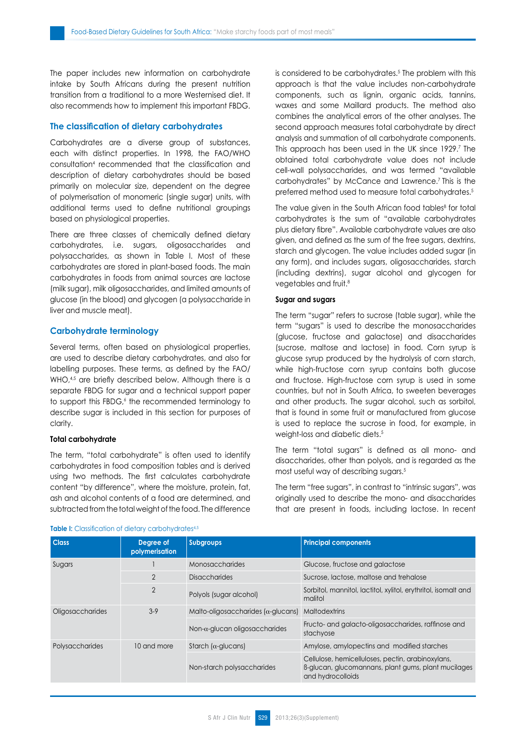The paper includes new information on carbohydrate intake by South Africans during the present nutrition transition from a traditional to a more Westernised diet. It also recommends how to implement this important FBDG.

## The classification of dietary carbohydrates

Carbohydrates are a diverse group of substances, each with distinct properties. In 1998, the FAO/WHO consultation[4] recommended that the classification and description of dietary carbohydrates should be based primarily on molecular size, dependent on the degree of polymerisation of monomeric (single sugar) units, with additional terms used to define nutritional groupings based on physiological properties.

There are three classes of chemically defined dietary carbohydrates, i.e. sugars, oligosaccharides and polysaccharides, as shown in Table I. Most of these carbohydrates are stored in plant-based foods. The main carbohydrates in foods from animal sources are lactose (milk sugar), milk oligosaccharides, and limited amounts of glucose (in the blood) and glycogen (a polysaccharide in liver and muscle meat).

## Carbohydrate terminology

Several terms, often based on physiological properties, are used to describe dietary carbohydrates, and also for labelling purposes. These terms, as defined by the FAO/WHO,[4,5] are briefly described below. Although there is a separate FBDG for sugar and a technical support paper to support this FBDG,[6] the recommended terminology to describe sugar is included in this section for purposes of clarity.

### Total carbohydrate

The term, "total carbohydrate" is often used to identify carbohydrates in food composition tables and is derived using two methods. The first calculates carbohydrate content "by difference", where the moisture, protein, fat, ash and alcohol contents of a food are determined, and subtracted from the total weight of the food. The difference is considered to be carbohydrates.[5] The problem with this approach is that the value includes non-carbohydrate components, such as lignin, organic acids, tannins, waxes and some Maillard products. The method also combines the analytical errors of the other analyses. The second approach measures total carbohydrate by direct analysis and summation of all carbohydrate components. This approach has been used in the UK since 1929.[7] The obtained total carbohydrate value does not include cell-wall polysaccharides, and was termed "available carbohydrates" by McCance and Lawrence.[7] This is the preferred method used to measure total carbohydrates.[5]

The value given in the South African food tables[8] for total carbohydrates is the sum of "available carbohydrates plus dietary fibre". Available carbohydrate values are also given, and defined as the sum of the free sugars, dextrins, starch and glycogen. The value includes added sugar (in any form), and includes sugars, oligosaccharides, starch (including dextrins), sugar alcohol and glycogen for vegetables and fruit.[8]

### Sugar and sugars

The term "sugar" refers to sucrose (table sugar), while the term "sugars" is used to describe the monosaccharides (glucose, fructose and galactose) and disaccharides (sucrose, maltose and lactose) in food. Corn syrup is glucose syrup produced by the hydrolysis of corn starch, while high-fructose corn syrup contains both glucose and fructose. High-fructose corn syrup is used in some countries, but not in South Africa, to sweeten beverages and other products. The sugar alcohol, such as sorbitol, that is found in some fruit or manufactured from glucose is used to replace the sucrose in food, for example, in weight-loss and diabetic diets.[5]

The term "total sugars" is defined as all mono- and disaccharides, other than polyols, and is regarded as the most useful way of describing sugars.[5]

The term "free sugars", in contrast to "intrinsic sugars", was originally used to describe the mono- and disaccharides that are present in foods, including lactose. In recent

**Table I:** Classification of dietary carbohydrates[4,5]

| Class | Degree of polymerisation | Subgroups | Principal components |
|---|---|---|---|
| Sugars | 1 | Monosaccharides | Glucose, fructose and galactose |
| | 2 | Disaccharides | Sucrose, lactose, maltose and trehalose |
| | 2 | Polyols (sugar alcohol) | Sorbitol, mannitol, lactitol, xylitol, erythritol, isomalt and malitol |
| Oligosaccharides | 3-9 | Malto-oligosaccharides ($\alpha$-glucans) | Maltodextrins |
| | | Non-$\alpha$-glucan oligosaccharides | Fructo- and galacto-oligosaccharides, raffinose and stachyose |
| Polysaccharides | 10 and more | Starch ($\alpha$-glucans) | Amylose, amylopectins and modified starches |
| | | Non-starch polysaccharides | Cellulose, hemicelluloses, pectin, arabinoxylans, ß-glucan, glucomannans, plant gums, plant mucilages and hydrocolloids |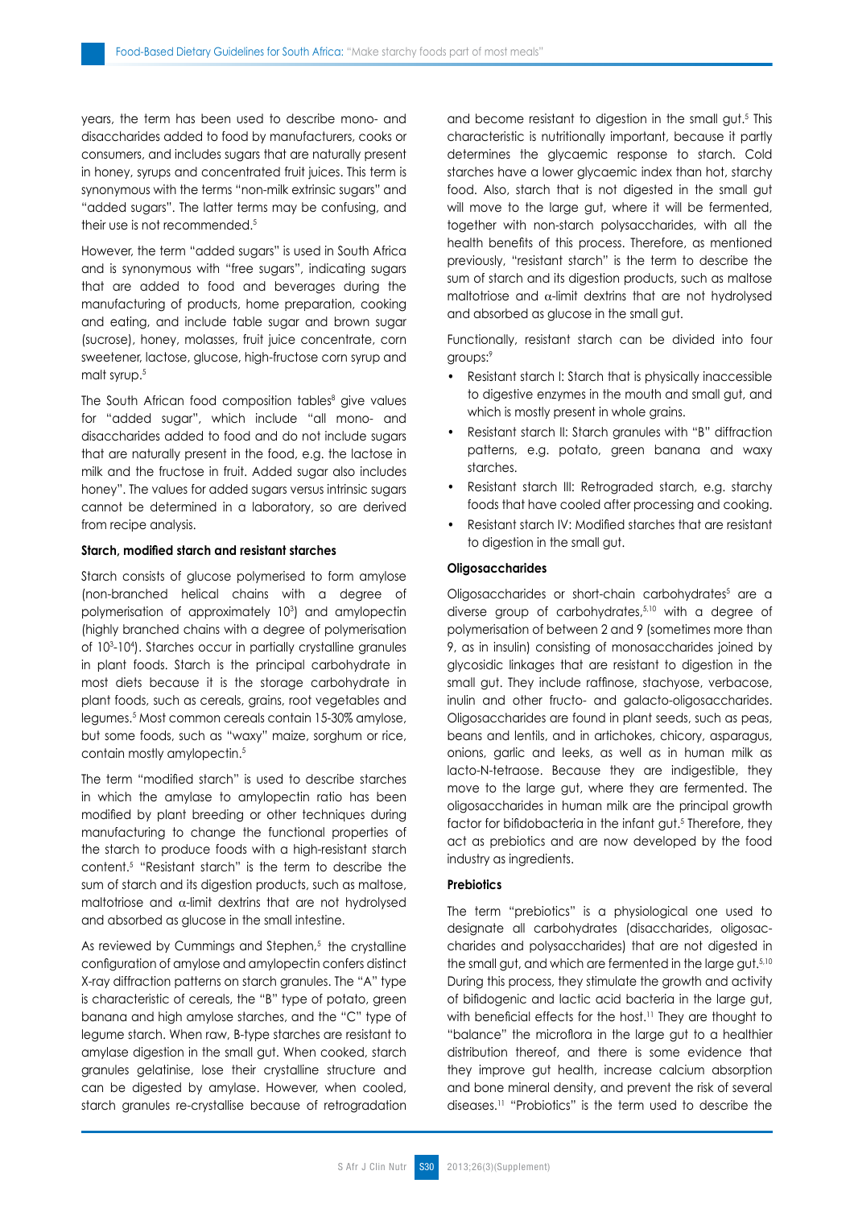years, the term has been used to describe mono- and disaccharides added to food by manufacturers, cooks or consumers, and includes sugars that are naturally present in honey, syrups and concentrated fruit juices. This term is synonymous with the terms "non-milk extrinsic sugars" and "added sugars". The latter terms may be confusing, and their use is not recommended.[5]

However, the term "added sugars" is used in South Africa and is synonymous with "free sugars", indicating sugars that are added to food and beverages during the manufacturing of products, home preparation, cooking and eating, and include table sugar and brown sugar (sucrose), honey, molasses, fruit juice concentrate, corn sweetener, lactose, glucose, high-fructose corn syrup and malt syrup.[5]

The South African food composition tables[8] give values for "added sugar", which include "all mono- and disaccharides added to food and do not include sugars that are naturally present in the food, e.g. the lactose in milk and the fructose in fruit. Added sugar also includes honey". The values for added sugars versus intrinsic sugars cannot be determined in a laboratory, so are derived from recipe analysis.

#### Starch, modified starch and resistant starches

Starch consists of glucose polymerised to form amylose (non-branched helical chains with a degree of polymerisation of approximately $10^3$) and amylopectin (highly branched chains with a degree of polymerisation of $10^3$-$10^4$). Starches occur in partially crystalline granules in plant foods. Starch is the principal carbohydrate in most diets because it is the storage carbohydrate in plant foods, such as cereals, grains, root vegetables and legumes.[5] Most common cereals contain 15-30% amylose, but some foods, such as "waxy" maize, sorghum or rice, contain mostly amylopectin.[5]

The term "modified starch" is used to describe starches in which the amylase to amylopectin ratio has been modified by plant breeding or other techniques during manufacturing to change the functional properties of the starch to produce foods with a high-resistant starch content.[5] "Resistant starch" is the term to describe the sum of starch and its digestion products, such as maltose, maltotriose and $\alpha$-limit dextrins that are not hydrolysed and absorbed as glucose in the small intestine.

As reviewed by Cummings and Stephen,[5] the crystalline configuration of amylose and amylopectin confers distinct X-ray diffraction patterns on starch granules. The "A" type is characteristic of cereals, the "B" type of potato, green banana and high amylose starches, and the "C" type of legume starch. When raw, B-type starches are resistant to amylase digestion in the small gut. When cooked, starch granules gelatinise, lose their crystalline structure and can be digested by amylase. However, when cooled, starch granules re-crystallise because of retrogradation and become resistant to digestion in the small gut.[5] This characteristic is nutritionally important, because it partly determines the glycaemic response to starch. Cold starches have a lower glycaemic index than hot, starchy food. Also, starch that is not digested in the small gut will move to the large gut, where it will be fermented, together with non-starch polysaccharides, with all the health benefits of this process. Therefore, as mentioned previously, "resistant starch" is the term to describe the sum of starch and its digestion products, such as maltose maltotriose and $\alpha$-limit dextrins that are not hydrolysed and absorbed as glucose in the small gut.

Functionally, resistant starch can be divided into four groups:[9]

- Resistant starch I: Starch that is physically inaccessible to digestive enzymes in the mouth and small gut, and which is mostly present in whole grains.
- Resistant starch II: Starch granules with "B" diffraction patterns, e.g. potato, green banana and waxy starches.
- Resistant starch III: Retrograded starch, e.g. starchy foods that have cooled after processing and cooking.
- Resistant starch IV: Modified starches that are resistant to digestion in the small gut.

#### Oligosaccharides

Oligosaccharides or short-chain carbohydrates[5] are a diverse group of carbohydrates,[5,10] with a degree of polymerisation of between 2 and 9 (sometimes more than 9, as in insulin) consisting of monosaccharides joined by glycosidic linkages that are resistant to digestion in the small gut. They include raffinose, stachyose, verbacose, inulin and other fructo- and galacto-oligosaccharides. Oligosaccharides are found in plant seeds, such as peas, beans and lentils, and in artichokes, chicory, asparagus, onions, garlic and leeks, as well as in human milk as lacto-N-tetraose. Because they are indigestible, they move to the large gut, where they are fermented. The oligosaccharides in human milk are the principal growth factor for bifidobacteria in the infant gut.[5] Therefore, they act as prebiotics and are now developed by the food industry as ingredients.

#### Prebiotics

The term "prebiotics" is a physiological one used to designate all carbohydrates (disaccharides, oligosaccharides and polysaccharides) that are not digested in the small gut, and which are fermented in the large gut.[5,10] During this process, they stimulate the growth and activity of bifidogenic and lactic acid bacteria in the large gut, with beneficial effects for the host.[11] They are thought to "balance" the microflora in the large gut to a healthier distribution thereof, and there is some evidence that they improve gut health, increase calcium absorption and bone mineral density, and prevent the risk of several diseases.[11] "Probiotics" is the term used to describe the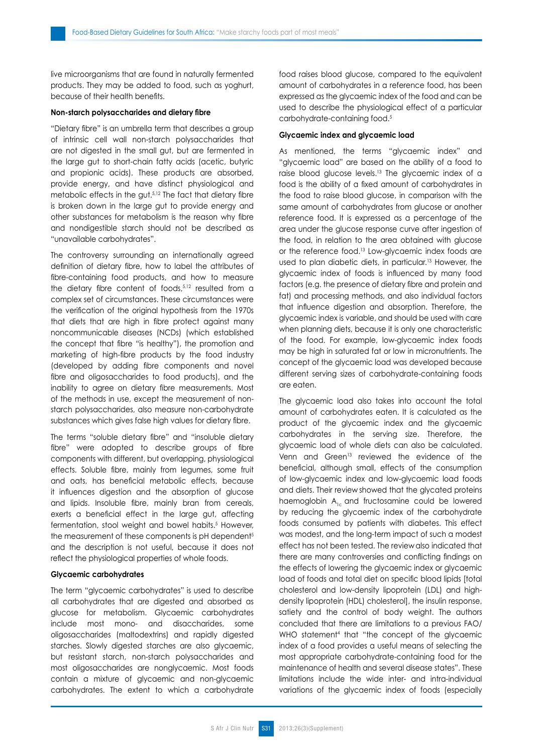live microorganisms that are found in naturally fermented products. They may be added to food, such as yoghurt, because of their health benefits.

**Non-starch polysaccharides and dietary fibre**

"Dietary fibre" is an umbrella term that describes a group of intrinsic cell wall non-starch polysaccharides that are not digested in the small gut, but are fermented in the large gut to short-chain fatty acids (acetic, butyric and propionic acids). These products are absorbed, provide energy, and have distinct physiological and metabolic effects in the gut.[5,12] The fact that dietary fibre is broken down in the large gut to provide energy and other substances for metabolism is the reason why fibre and nondigestible starch should not be described as "unavailable carbohydrates".

The controversy surrounding an internationally agreed definition of dietary fibre, how to label the attributes of fibre-containing food products, and how to measure the dietary fibre content of foods,[5,12] resulted from a complex set of circumstances. These circumstances were the verification of the original hypothesis from the 1970s that diets that are high in fibre protect against many noncommunicable diseases (NCDs) (which established the concept that fibre "is healthy"), the promotion and marketing of high-fibre products by the food industry (developed by adding fibre components and novel fibre and oligosaccharides to food products), and the inability to agree on dietary fibre measurements. Most of the methods in use, except the measurement of non-starch polysaccharides, also measure non-carbohydrate substances which gives false high values for dietary fibre.

The terms "soluble dietary fibre" and "insoluble dietary fibre" were adopted to describe groups of fibre components with different, but overlapping, physiological effects. Soluble fibre, mainly from legumes, some fruit and oats, has beneficial metabolic effects, because it influences digestion and the absorption of glucose and lipids. Insoluble fibre, mainly bran from cereals, exerts a beneficial effect in the large gut, affecting fermentation, stool weight and bowel habits.[5] However, the measurement of these components is pH dependent[5] and the description is not useful, because it does not reflect the physiological properties of whole foods.

**Glycaemic carbohydrates**

The term "glycaemic carbohydrates" is used to describe all carbohydrates that are digested and absorbed as glucose for metabolism. Glycaemic carbohydrates include most mono- and disaccharides, some oligosaccharides (maltodextrins) and rapidly digested starches. Slowly digested starches are also glycaemic, but resistant starch, non-starch polysaccharides and most oligosaccharides are nonglycaemic. Most foods contain a mixture of glycaemic and non-glycaemic carbohydrates. The extent to which a carbohydrate food raises blood glucose, compared to the equivalent amount of carbohydrates in a reference food, has been expressed as the glycaemic index of the food and can be used to describe the physiological effect of a particular carbohydrate-containing food.[5]

**Glycaemic index and glycaemic load**

As mentioned, the terms "glycaemic index" and "glycaemic load" are based on the ability of a food to raise blood glucose levels.[13] The glycaemic index of a food is the ability of a fixed amount of carbohydrates in the food to raise blood glucose, in comparison with the same amount of carbohydrates from glucose or another reference food. It is expressed as a percentage of the area under the glucose response curve after ingestion of the food, in relation to the area obtained with glucose or the reference food.[13] Low-glycaemic index foods are used to plan diabetic diets, in particular.[13] However, the glycaemic index of foods is influenced by many food factors (e.g. the presence of dietary fibre and protein and fat) and processing methods, and also individual factors that influence digestion and absorption. Therefore, the glycaemic index is variable, and should be used with care when planning diets, because it is only one characteristic of the food. For example, low-glycaemic index foods may be high in saturated fat or low in micronutrients. The concept of the glycaemic load was developed because different serving sizes of carbohydrate-containing foods are eaten.

The glycaemic load also takes into account the total amount of carbohydrates eaten. It is calculated as the product of the glycaemic index and the glycaemic carbohydrates in the serving size. Therefore, the glycaemic load of whole diets can also be calculated. Venn and Green[13] reviewed the evidence of the beneficial, although small, effects of the consumption of low-glycaemic index and low-glycaemic load foods and diets. Their review showed that the glycated proteins haemoglobin $A_{1c}$ and fructosamine could be lowered by reducing the glycaemic index of the carbohydrate foods consumed by patients with diabetes. This effect was modest, and the long-term impact of such a modest effect has not been tested. The review also indicated that there are many controversies and conflicting findings on the effects of lowering the glycaemic index or glycaemic load of foods and total diet on specific blood lipids [total cholesterol and low-density lipoprotein (LDL) and high-density lipoprotein (HDL) cholesterol], the insulin response, satiety and the control of body weight. The authors concluded that there are limitations to a previous FAO/WHO statement[4] that "the concept of the glycaemic index of a food provides a useful means of selecting the most appropriate carbohydrate-containing food for the maintenance of health and several disease states". These limitations include the wide inter- and intra-individual variations of the glycaemic index of foods (especially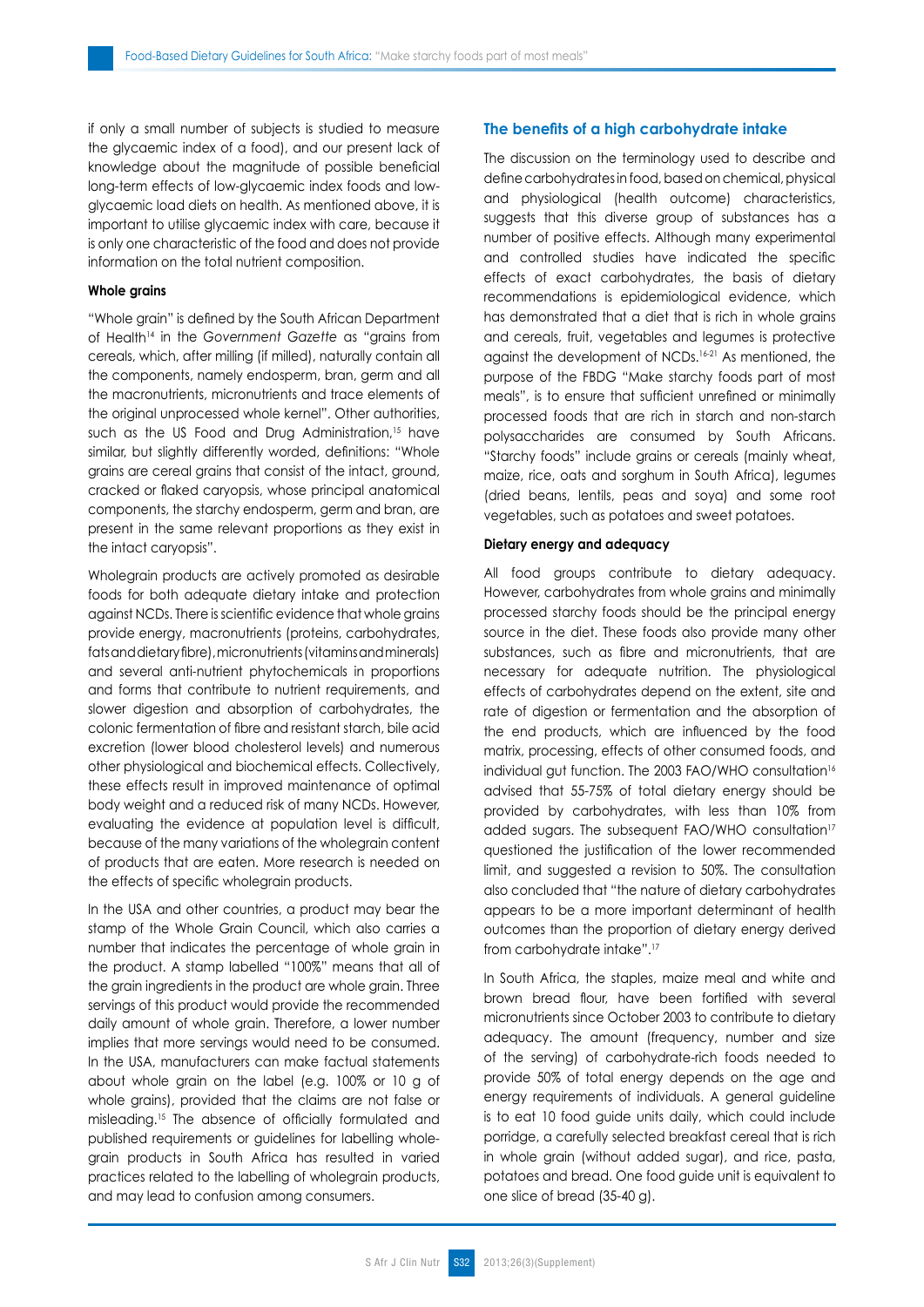if only a small number of subjects is studied to measure the glycaemic index of a food), and our present lack of knowledge about the magnitude of possible beneficial long-term effects of low-glycaemic index foods and low-glycaemic load diets on health. As mentioned above, it is important to utilise glycaemic index with care, because it is only one characteristic of the food and does not provide information on the total nutrient composition.

#### Whole grains

"Whole grain" is defined by the South African Department of Health[14] in the *Government Gazette* as "grains from cereals, which, after milling (if milled), naturally contain all the components, namely endosperm, bran, germ and all the macronutrients, micronutrients and trace elements of the original unprocessed whole kernel". Other authorities, such as the US Food and Drug Administration,[15] have similar, but slightly differently worded, definitions: "Whole grains are cereal grains that consist of the intact, ground, cracked or flaked caryopsis, whose principal anatomical components, the starchy endosperm, germ and bran, are present in the same relevant proportions as they exist in the intact caryopsis".

Wholegrain products are actively promoted as desirable foods for both adequate dietary intake and protection against NCDs. There is scientific evidence that whole grains provide energy, macronutrients (proteins, carbohydrates, fats and dietary fibre), micronutrients (vitamins and minerals) and several anti-nutrient phytochemicals in proportions and forms that contribute to nutrient requirements, and slower digestion and absorption of carbohydrates, the colonic fermentation of fibre and resistant starch, bile acid excretion (lower blood cholesterol levels) and numerous other physiological and biochemical effects. Collectively, these effects result in improved maintenance of optimal body weight and a reduced risk of many NCDs. However, evaluating the evidence at population level is difficult, because of the many variations of the wholegrain content of products that are eaten. More research is needed on the effects of specific wholegrain products.

In the USA and other countries, a product may bear the stamp of the Whole Grain Council, which also carries a number that indicates the percentage of whole grain in the product. A stamp labelled "100%" means that all of the grain ingredients in the product are whole grain. Three servings of this product would provide the recommended daily amount of whole grain. Therefore, a lower number implies that more servings would need to be consumed. In the USA, manufacturers can make factual statements about whole grain on the label (e.g. 100% or 10 g of whole grains), provided that the claims are not false or misleading.[15] The absence of officially formulated and published requirements or guidelines for labelling whole-grain products in South Africa has resulted in varied practices related to the labelling of wholegrain products, and may lead to confusion among consumers.

### The benefits of a high carbohydrate intake

The discussion on the terminology used to describe and define carbohydrates in food, based on chemical, physical and physiological (health outcome) characteristics, suggests that this diverse group of substances has a number of positive effects. Although many experimental and controlled studies have indicated the specific effects of exact carbohydrates, the basis of dietary recommendations is epidemiological evidence, which has demonstrated that a diet that is rich in whole grains and cereals, fruit, vegetables and legumes is protective against the development of NCDs.[16-21] As mentioned, the purpose of the FBDG "Make starchy foods part of most meals", is to ensure that sufficient unrefined or minimally processed foods that are rich in starch and non-starch polysaccharides are consumed by South Africans. "Starchy foods" include grains or cereals (mainly wheat, maize, rice, oats and sorghum in South Africa), legumes (dried beans, lentils, peas and soya) and some root vegetables, such as potatoes and sweet potatoes.

#### Dietary energy and adequacy

All food groups contribute to dietary adequacy. However, carbohydrates from whole grains and minimally processed starchy foods should be the principal energy source in the diet. These foods also provide many other substances, such as fibre and micronutrients, that are necessary for adequate nutrition. The physiological effects of carbohydrates depend on the extent, site and rate of digestion or fermentation and the absorption of the end products, which are influenced by the food matrix, processing, effects of other consumed foods, and individual gut function. The 2003 FAO/WHO consultation[16] advised that 55-75% of total dietary energy should be provided by carbohydrates, with less than 10% from added sugars. The subsequent FAO/WHO consultation[17] questioned the justification of the lower recommended limit, and suggested a revision to 50%. The consultation also concluded that "the nature of dietary carbohydrates appears to be a more important determinant of health outcomes than the proportion of dietary energy derived from carbohydrate intake".[17]

In South Africa, the staples, maize meal and white and brown bread flour, have been fortified with several micronutrients since October 2003 to contribute to dietary adequacy. The amount (frequency, number and size of the serving) of carbohydrate-rich foods needed to provide 50% of total energy depends on the age and energy requirements of individuals. A general guideline is to eat 10 food guide units daily, which could include porridge, a carefully selected breakfast cereal that is rich in whole grain (without added sugar), and rice, pasta, potatoes and bread. One food guide unit is equivalent to one slice of bread (35-40 g).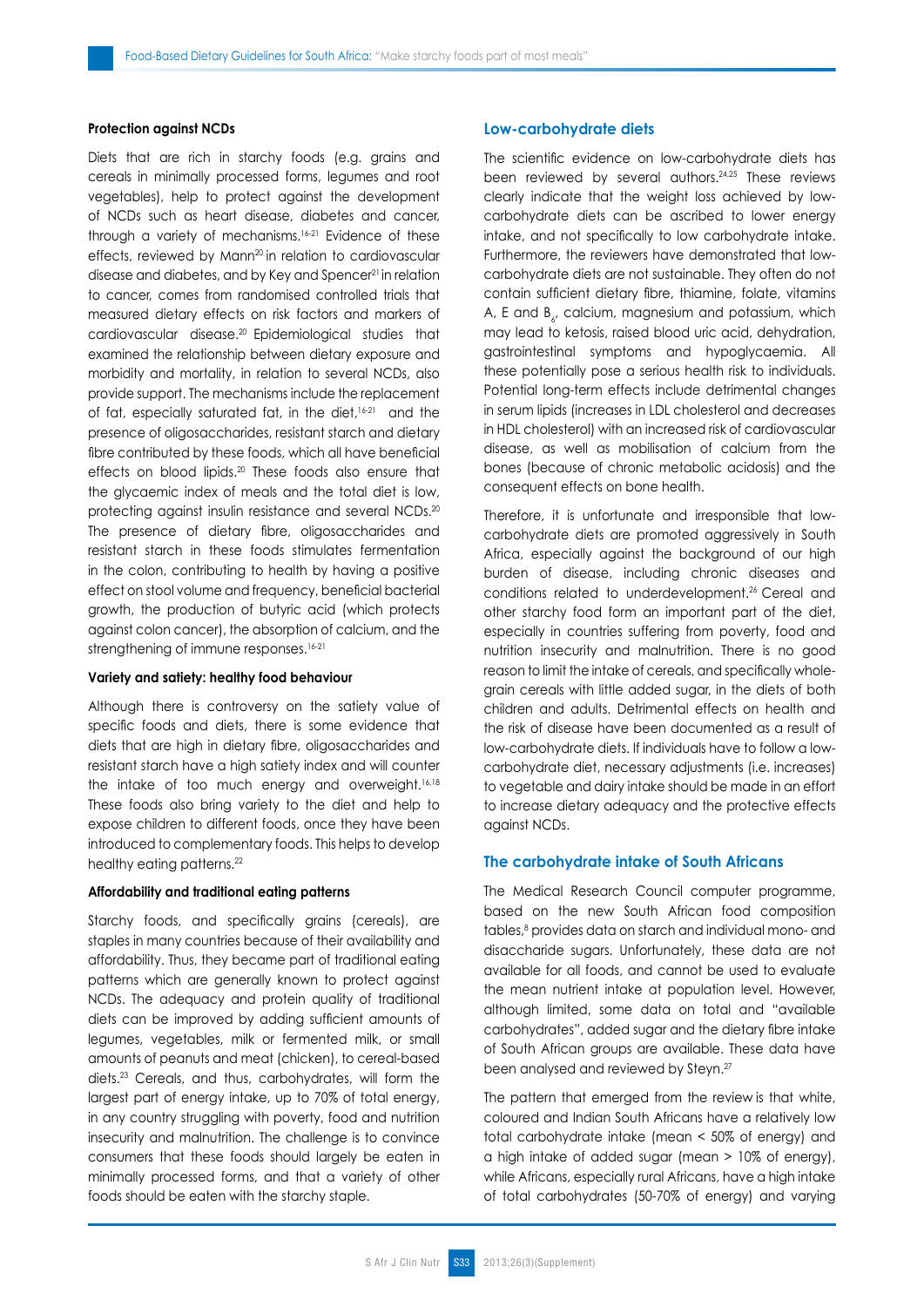#### Protection against NCDs

Diets that are rich in starchy foods (e.g. grains and cereals in minimally processed forms, legumes and root vegetables), help to protect against the development of NCDs such as heart disease, diabetes and cancer, through a variety of mechanisms.[16-21] Evidence of these effects, reviewed by Mann[20] in relation to cardiovascular disease and diabetes, and by Key and Spencer[21] in relation to cancer, comes from randomised controlled trials that measured dietary effects on risk factors and markers of cardiovascular disease.[20] Epidemiological studies that examined the relationship between dietary exposure and morbidity and mortality, in relation to several NCDs, also provide support. The mechanisms include the replacement of fat, especially saturated fat, in the diet,[16-21] and the presence of oligosaccharides, resistant starch and dietary fibre contributed by these foods, which all have beneficial effects on blood lipids.[20] These foods also ensure that the glycaemic index of meals and the total diet is low, protecting against insulin resistance and several NCDs.[20] The presence of dietary fibre, oligosaccharides and resistant starch in these foods stimulates fermentation in the colon, contributing to health by having a positive effect on stool volume and frequency, beneficial bacterial growth, the production of butyric acid (which protects against colon cancer), the absorption of calcium, and the strengthening of immune responses.[16-21]

#### Variety and satiety: healthy food behaviour

Although there is controversy on the satiety value of specific foods and diets, there is some evidence that diets that are high in dietary fibre, oligosaccharides and resistant starch have a high satiety index and will counter the intake of too much energy and overweight.[16,18] These foods also bring variety to the diet and help to expose children to different foods, once they have been introduced to complementary foods. This helps to develop healthy eating patterns.[22]

#### Affordability and traditional eating patterns

Starchy foods, and specifically grains (cereals), are staples in many countries because of their availability and affordability. Thus, they became part of traditional eating patterns which are generally known to protect against NCDs. The adequacy and protein quality of traditional diets can be improved by adding sufficient amounts of legumes, vegetables, milk or fermented milk, or small amounts of peanuts and meat (chicken), to cereal-based diets.[23] Cereals, and thus, carbohydrates, will form the largest part of energy intake, up to 70% of total energy, in any country struggling with poverty, food and nutrition insecurity and malnutrition. The challenge is to convince consumers that these foods should largely be eaten in minimally processed forms, and that a variety of other foods should be eaten with the starchy staple.

### Low-carbohydrate diets

The scientific evidence on low-carbohydrate diets has been reviewed by several authors.[24,25] These reviews clearly indicate that the weight loss achieved by low-carbohydrate diets can be ascribed to lower energy intake, and not specifically to low carbohydrate intake. Furthermore, the reviewers have demonstrated that low-carbohydrate diets are not sustainable. They often do not contain sufficient dietary fibre, thiamine, folate, vitamins A, E and $B_6$, calcium, magnesium and potassium, which may lead to ketosis, raised blood uric acid, dehydration, gastrointestinal symptoms and hypoglycaemia. All these potentially pose a serious health risk to individuals. Potential long-term effects include detrimental changes in serum lipids (increases in LDL cholesterol and decreases in HDL cholesterol) with an increased risk of cardiovascular disease, as well as mobilisation of calcium from the bones (because of chronic metabolic acidosis) and the consequent effects on bone health.

Therefore, it is unfortunate and irresponsible that low-carbohydrate diets are promoted aggressively in South Africa, especially against the background of our high burden of disease, including chronic diseases and conditions related to underdevelopment.[26] Cereal and other starchy food form an important part of the diet, especially in countries suffering from poverty, food and nutrition insecurity and malnutrition. There is no good reason to limit the intake of cereals, and specifically whole-grain cereals with little added sugar, in the diets of both children and adults. Detrimental effects on health and the risk of disease have been documented as a result of low-carbohydrate diets. If individuals have to follow a low-carbohydrate diet, necessary adjustments (i.e. increases) to vegetable and dairy intake should be made in an effort to increase dietary adequacy and the protective effects against NCDs.

### The carbohydrate intake of South Africans

The Medical Research Council computer programme, based on the new South African food composition tables,[8] provides data on starch and individual mono- and disaccharide sugars. Unfortunately, these data are not available for all foods, and cannot be used to evaluate the mean nutrient intake at population level. However, although limited, some data on total and "available carbohydrates", added sugar and the dietary fibre intake of South African groups are available. These data have been analysed and reviewed by Steyn.[27]

The pattern that emerged from the review is that white, coloured and Indian South Africans have a relatively low total carbohydrate intake (mean < 50% of energy) and a high intake of added sugar (mean > 10% of energy), while Africans, especially rural Africans, have a high intake of total carbohydrates (50-70% of energy) and varying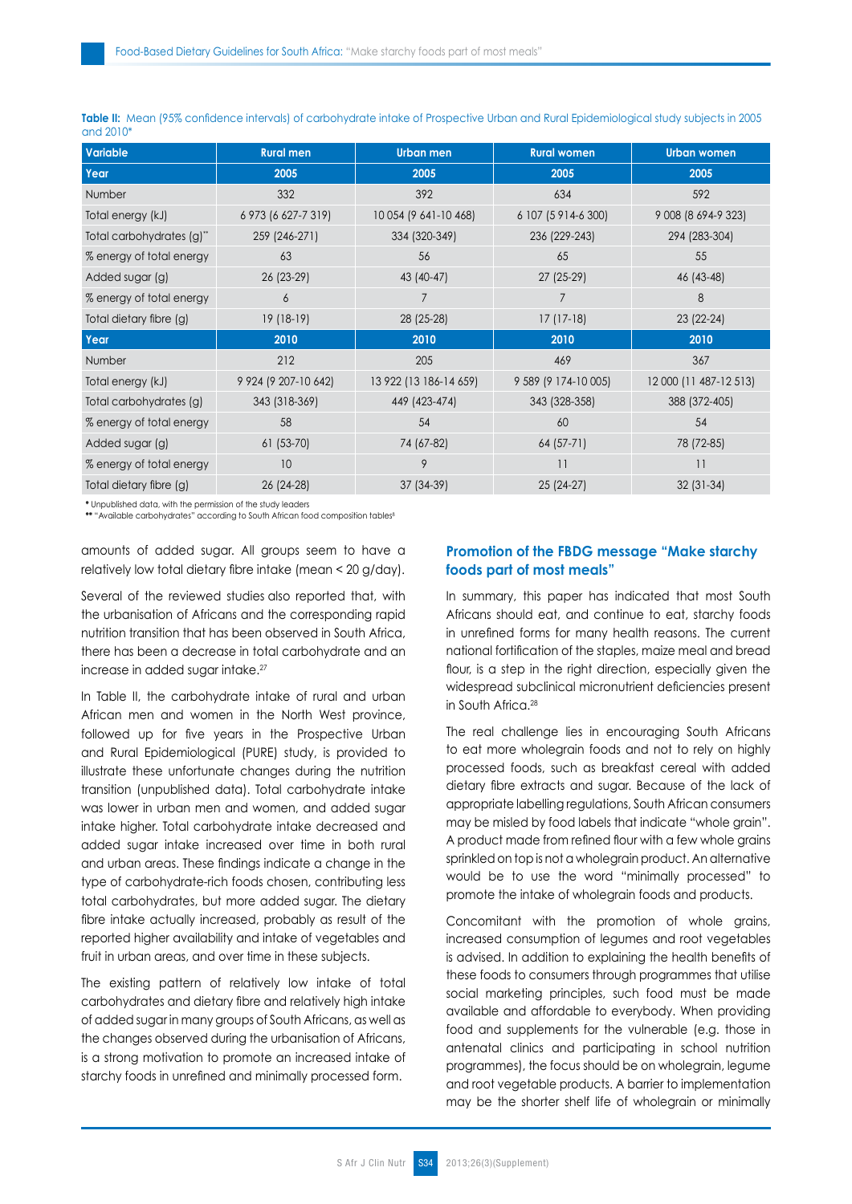**Table II:** Mean (95% confidence intervals) of carbohydrate intake of Prospective Urban and Rural Epidemiological study subjects in 2005 and 2010*

| Variable | Rural men | Urban men | Rural women | Urban women |
|---|---|---|---|---|
| **Year** | **2005** | **2005** | **2005** | **2005** |
| Number | 332 | 392 | 634 | 592 |
| Total energy (kJ) | 6 973 (6 627-7 319) | 10 054 (9 641-10 468) | 6 107 (5 914-6 300) | 9 008 (8 694-9 323) |
| Total carbohydrates (g)** | 259 (246-271) | 334 (320-349) | 236 (229-243) | 294 (283-304) |
| % energy of total energy | 63 | 56 | 65 | 55 |
| Added sugar (g) | 26 (23-29) | 43 (40-47) | 27 (25-29) | 46 (43-48) |
| % energy of total energy | 6 | 7 | 7 | 8 |
| Total dietary fibre (g) | 19 (18-19) | 28 (25-28) | 17 (17-18) | 23 (22-24) |
| **Year** | **2010** | **2010** | **2010** | **2010** |
| Number | 212 | 205 | 469 | 367 |
| Total energy (kJ) | 9 924 (9 207-10 642) | 13 922 (13 186-14 659) | 9 589 (9 174-10 005) | 12 000 (11 487-12 513) |
| Total carbohydrates (g) | 343 (318-369) | 449 (423-474) | 343 (328-358) | 388 (372-405) |
| % energy of total energy | 58 | 54 | 60 | 54 |
| Added sugar (g) | 61 (53-70) | 74 (67-82) | 64 (57-71) | 78 (72-85) |
| % energy of total energy | 10 | 9 | 11 | 11 |
| Total dietary fibre (g) | 26 (24-28) | 37 (34-39) | 25 (24-27) | 32 (31-34) |

\* Unpublished data, with the permission of the study leaders
\*\* "Available carbohydrates" according to South African food composition tables[8]

amounts of added sugar. All groups seem to have a relatively low total dietary fibre intake (mean < 20 g/day).

Several of the reviewed studies also reported that, with the urbanisation of Africans and the corresponding rapid nutrition transition that has been observed in South Africa, there has been a decrease in total carbohydrate and an increase in added sugar intake.[27]

In Table II, the carbohydrate intake of rural and urban African men and women in the North West province, followed up for five years in the Prospective Urban and Rural Epidemiological (PURE) study, is provided to illustrate these unfortunate changes during the nutrition transition (unpublished data). Total carbohydrate intake was lower in urban men and women, and added sugar intake higher. Total carbohydrate intake decreased and added sugar intake increased over time in both rural and urban areas. These findings indicate a change in the type of carbohydrate-rich foods chosen, contributing less total carbohydrates, but more added sugar. The dietary fibre intake actually increased, probably as result of the reported higher availability and intake of vegetables and fruit in urban areas, and over time in these subjects.

The existing pattern of relatively low intake of total carbohydrates and dietary fibre and relatively high intake of added sugar in many groups of South Africans, as well as the changes observed during the urbanisation of Africans, is a strong motivation to promote an increased intake of starchy foods in unrefined and minimally processed form.

## Promotion of the FBDG message "Make starchy foods part of most meals"

In summary, this paper has indicated that most South Africans should eat, and continue to eat, starchy foods in unrefined forms for many health reasons. The current national fortification of the staples, maize meal and bread flour, is a step in the right direction, especially given the widespread subclinical micronutrient deficiencies present in South Africa.[28]

The real challenge lies in encouraging South Africans to eat more wholegrain foods and not to rely on highly processed foods, such as breakfast cereal with added dietary fibre extracts and sugar. Because of the lack of appropriate labelling regulations, South African consumers may be misled by food labels that indicate "whole grain". A product made from refined flour with a few whole grains sprinkled on top is not a wholegrain product. An alternative would be to use the word "minimally processed" to promote the intake of wholegrain foods and products.

Concomitant with the promotion of whole grains, increased consumption of legumes and root vegetables is advised. In addition to explaining the health benefits of these foods to consumers through programmes that utilise social marketing principles, such food must be made available and affordable to everybody. When providing food and supplements for the vulnerable (e.g. those in antenatal clinics and participating in school nutrition programmes), the focus should be on wholegrain, legume and root vegetable products. A barrier to implementation may be the shorter shelf life of wholegrain or minimally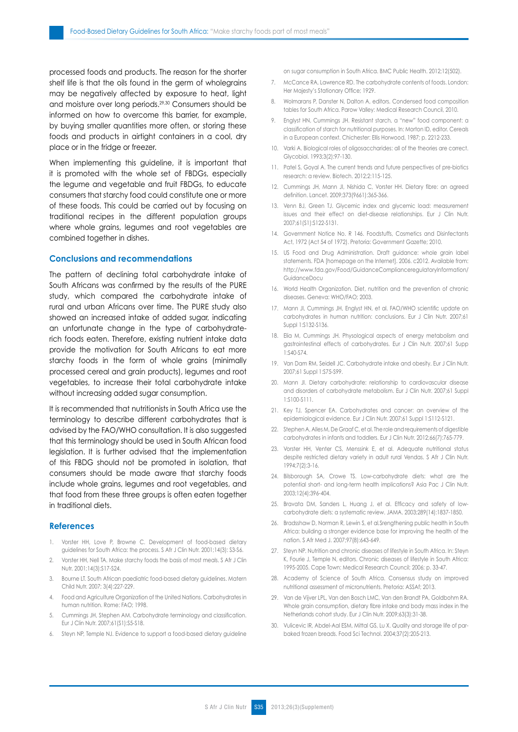processed foods and products. The reason for the shorter shelf life is that the oils found in the germ of wholegrains may be negatively affected by exposure to heat, light and moisture over long periods.[29,30] Consumers should be informed on how to overcome this barrier, for example, by buying smaller quantities more often, or storing these foods and products in airtight containers in a cool, dry place or in the fridge or freezer.

When implementing this guideline, it is important that it is promoted with the whole set of FBDGs, especially the legume and vegetable and fruit FBDGs, to educate consumers that starchy food could constitute one or more of these foods. This could be carried out by focusing on traditional recipes in the different population groups where whole grains, legumes and root vegetables are combined together in dishes.

## Conclusions and recommendations

The pattern of declining total carbohydrate intake of South Africans was confirmed by the results of the PURE study, which compared the carbohydrate intake of rural and urban Africans over time. The PURE study also showed an increased intake of added sugar, indicating an unfortunate change in the type of carbohydrate-rich foods eaten. Therefore, existing nutrient intake data provide the motivation for South Africans to eat more starchy foods in the form of whole grains (minimally processed cereal and grain products), legumes and root vegetables, to increase their total carbohydrate intake without increasing added sugar consumption.

It is recommended that nutritionists in South Africa use the terminology to describe different carbohydrates that is advised by the FAO/WHO consultation. It is also suggested that this terminology should be used in South African food legislation. It is further advised that the implementation of this FBDG should not be promoted in isolation, that consumers should be made aware that starchy foods include whole grains, legumes and root vegetables, and that food from these three groups is often eaten together in traditional diets.

## References

1. Vorster HH, Love P, Browne C. Development of food-based dietary guidelines for South Africa: the process. S Afr J Clin Nutr. 2001;14(3): S3-S6.
2. Vorster HH, Nell TA. Make starchy foods the basis of most meals. S Afr J Clin Nutr. 2001;14(3):S17-S24.
3. Bourne LT. South African paediatric food-based dietary guidelines. Matern Child Nutr. 2007; 3(4):227-229.
4. Food and Agriculture Organization of the United Nations. Carbohydrates in human nutrition. Rome: FAO; 1998.
5. Cummings JH, Stephen AM. Carbohydrate terminology and classification. Eur J Clin Nutr. 2007;61(S1):S5-S18.
6. Steyn NP, Temple NJ. Evidence to support a food-based dietary guideline on sugar consumption in South Africa. BMC Public Health. 2012;12(502).
7. McCance RA, Lawrence RD. The carbohydrate contents of foods. London: Her Majesty's Stationary Office; 1929.
8. Wolmarans P, Danster N, Dalton A, editors. Condensed food composition tables for South Africa. Parow Valley: Medical Research Council, 2010.
9. Englyst HN, Cummings JH. Resistant starch, a "new" food component: a classification of starch for nutritional purposes. In: Morton ID, editor. Cereals in a European context. Chichester: Ellis Horwood, 1987; p. 2212-233.
10. Varki A. Biological roles of oligosaccharides: all of the theories are correct. Glycobiol. 1993;3(2):97-130.
11. Patel S, Goyal A. The current trends and future perspectives of pre-biotics research: a review. Biotech. 2012;2:115-125.
12. Cummings JH, Mann JI, Nishida C, Vorster HH. Dietary fibre: an agreed definition. Lancet. 2009;373(9661):365-366.
13. Venn BJ, Green TJ. Glycemic index and glycemic load: measurement issues and their effect on diet-disease relationships. Eur J Clin Nutr. 2007;61(S1):S122-S131.
14. Government Notice No. R 146. Foodstuffs, Cosmetics and Disinfectants Act, 1972 (Act 54 of 1972). Pretoria: Government Gazette; 2010.
15. US Food and Drug Administration. Draft guidance: whole grain label statements. FDA [homepage on the Internet]. 2006. c2012. Available from: http://www.fda.gov/Food/GuidanceComplianceregulatoryInformation/GuidanceDocu
16. World Health Organization. Diet, nutrition and the prevention of chronic diseases. Geneva: WHO/FAO; 2003.
17. Mann JI, Cummings JH, Englyst HN, et al. FAO/WHO scientific update on carbohydrates in human nutrition: conclusions. Eur J Clin Nutr. 2007;61 Suppl 1:S132-S136.
18. Elia M, Cummings JH. Physiological aspects of energy metabolism and gastrointestinal effects of carbohydrates. Eur J Clin Nutr. 2007;61 Supp 1:S40-S74.
19. Van Dam RM, Seidell JC. Carbohydrate intake and obesity. Eur J Clin Nutr. 2007;61 Suppl 1:S75-S99.
20. Mann JI. Dietary carbohydrate: relationship to cardiovascular disease and disorders of carbohydrate metabolism. Eur J Clin Nutr. 2007;61 Suppl 1:S100-S111.
21. Key TJ, Spencer EA. Carbohydrates and cancer: an overview of the epidemiological evidence. Eur J Clin Nutr. 2007;61 Suppl 1:S112-S121.
22. Stephen A, Alles M, De Graaf C, et al. The role and requirements of digestible carbohydrates in infants and toddlers. Eur J Clin Nutr. 2012;66(7):765-779.
23. Vorster HH, Venter CS, Menssink E, et al. Adequate nutritional status despite restricted dietary variety in adult rural Vendas. S Afr J Clin Nutr. 1994;7(2):3-16.
24. Bilsborough SA, Crowe TS. Low-carbohydrate diets: what are the potential short- and long-term health implications? Asia Pac J Clin Nutr. 2003;12(4):396-404.
25. Bravata DM, Sanders L, Huang J, et al. Efficacy and safety of low-carbohydrate diets: a systematic review. JAMA. 2003;289(14):1837-1850.
26. Bradsshaw D, Norman R, Lewin S, et al.Srengthening public health in South Africa: building a stronger evidence base for improving the health of the nation. S Afr Med J. 2007;97(8):643-649.
27. Steyn NP. Nutrition and chronic diseases of lifestyle in South Africa. In: Steyn K, Fourie J, Temple N, editors. Chronic diseases of lifestyle in South Africa: 1995-2005. Cape Town: Medical Research Council; 2006; p. 33-47.
28. Academy of Science of South Africa. Consensus study on improved nutritional assessment of micronutrients. Pretoria: ASSAf; 2013.
29. Van de Vijver LPL, Van den Bosch LMC, Van den Brandt PA, Goldbohm RA. Whole grain consumption, dietary fibre intake and body mass index in the Netherlands cohort study. Eur J Clin Nutr. 2009;63(3):31-38.
30. Vulicevic IR, Abdel-Aal ESM, Mittal GS, Lu X. Quality and storage life of par-baked frozen breads. Food Sci Technol. 2004;37(2):205-213.